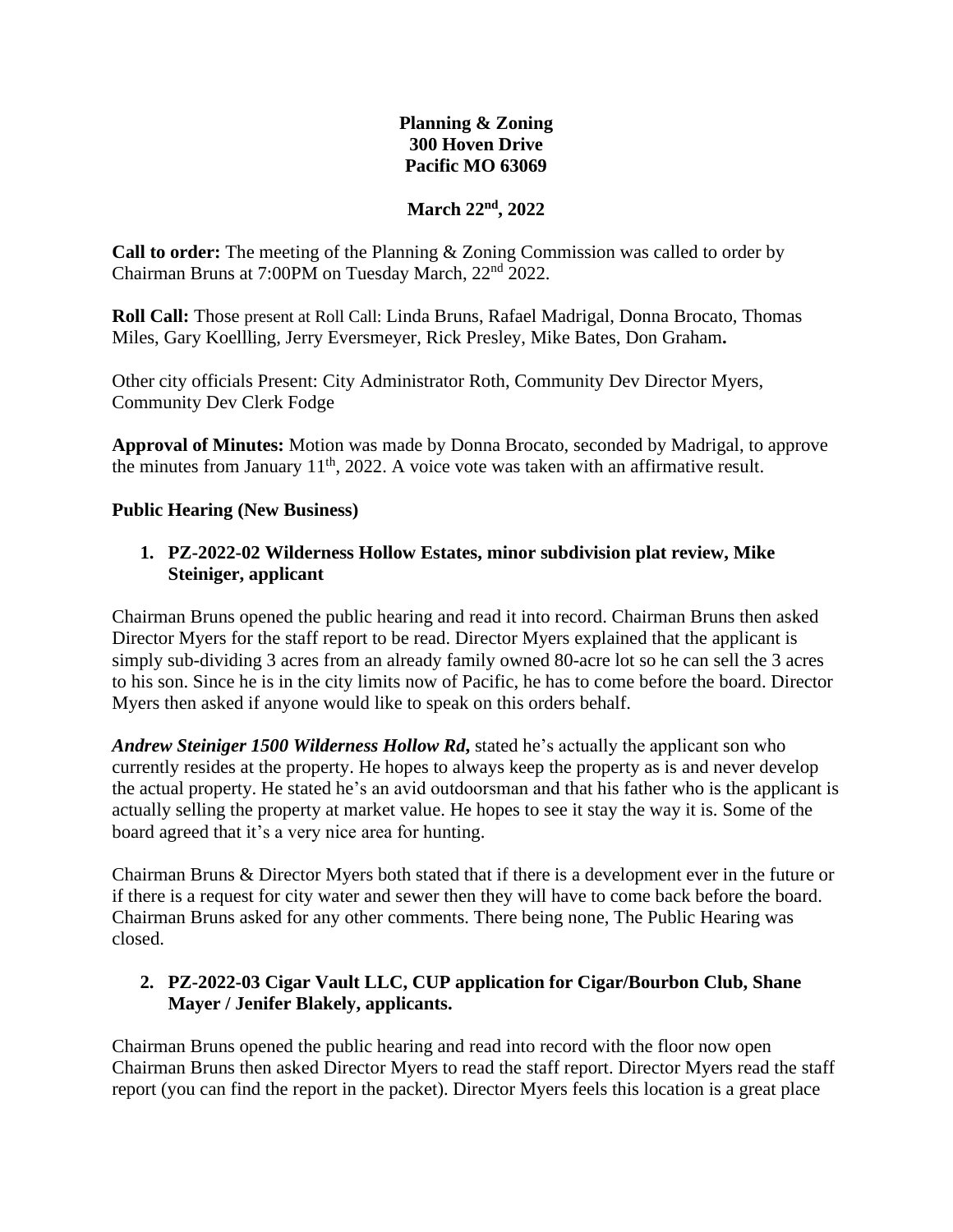**Planning & Zoning**
**300 Hoven Drive**
**Pacific MO 63069**

**March 22nd, 2022**

**Call to order:** The meeting of the Planning & Zoning Commission was called to order by Chairman Bruns at 7:00PM on Tuesday March, 22nd 2022.

**Roll Call:** Those present at Roll Call: Linda Bruns, Rafael Madrigal, Donna Brocato, Thomas Miles, Gary Koellling, Jerry Eversmeyer, Rick Presley, Mike Bates, Don Graham**.**

Other city officials Present: City Administrator Roth, Community Dev Director Myers, Community Dev Clerk Fodge

**Approval of Minutes:** Motion was made by Donna Brocato, seconded by Madrigal, to approve the minutes from January 11th, 2022. A voice vote was taken with an affirmative result.

**Public Hearing (New Business)**

1. **PZ-2022-02 Wilderness Hollow Estates, minor subdivision plat review, Mike Steiniger, applicant**

Chairman Bruns opened the public hearing and read it into record. Chairman Bruns then asked Director Myers for the staff report to be read. Director Myers explained that the applicant is simply sub-dividing 3 acres from an already family owned 80-acre lot so he can sell the 3 acres to his son. Since he is in the city limits now of Pacific, he has to come before the board. Director Myers then asked if anyone would like to speak on this orders behalf.

***Andrew Steiniger 1500 Wilderness Hollow Rd,*** stated he's actually the applicant son who currently resides at the property. He hopes to always keep the property as is and never develop the actual property. He stated he's an avid outdoorsman and that his father who is the applicant is actually selling the property at market value. He hopes to see it stay the way it is. Some of the board agreed that it's a very nice area for hunting.

Chairman Bruns & Director Myers both stated that if there is a development ever in the future or if there is a request for city water and sewer then they will have to come back before the board. Chairman Bruns asked for any other comments. There being none, The Public Hearing was closed.

2. **PZ-2022-03 Cigar Vault LLC, CUP application for Cigar/Bourbon Club, Shane Mayer / Jenifer Blakely, applicants.**

Chairman Bruns opened the public hearing and read into record with the floor now open Chairman Bruns then asked Director Myers to read the staff report. Director Myers read the staff report (you can find the report in the packet). Director Myers feels this location is a great place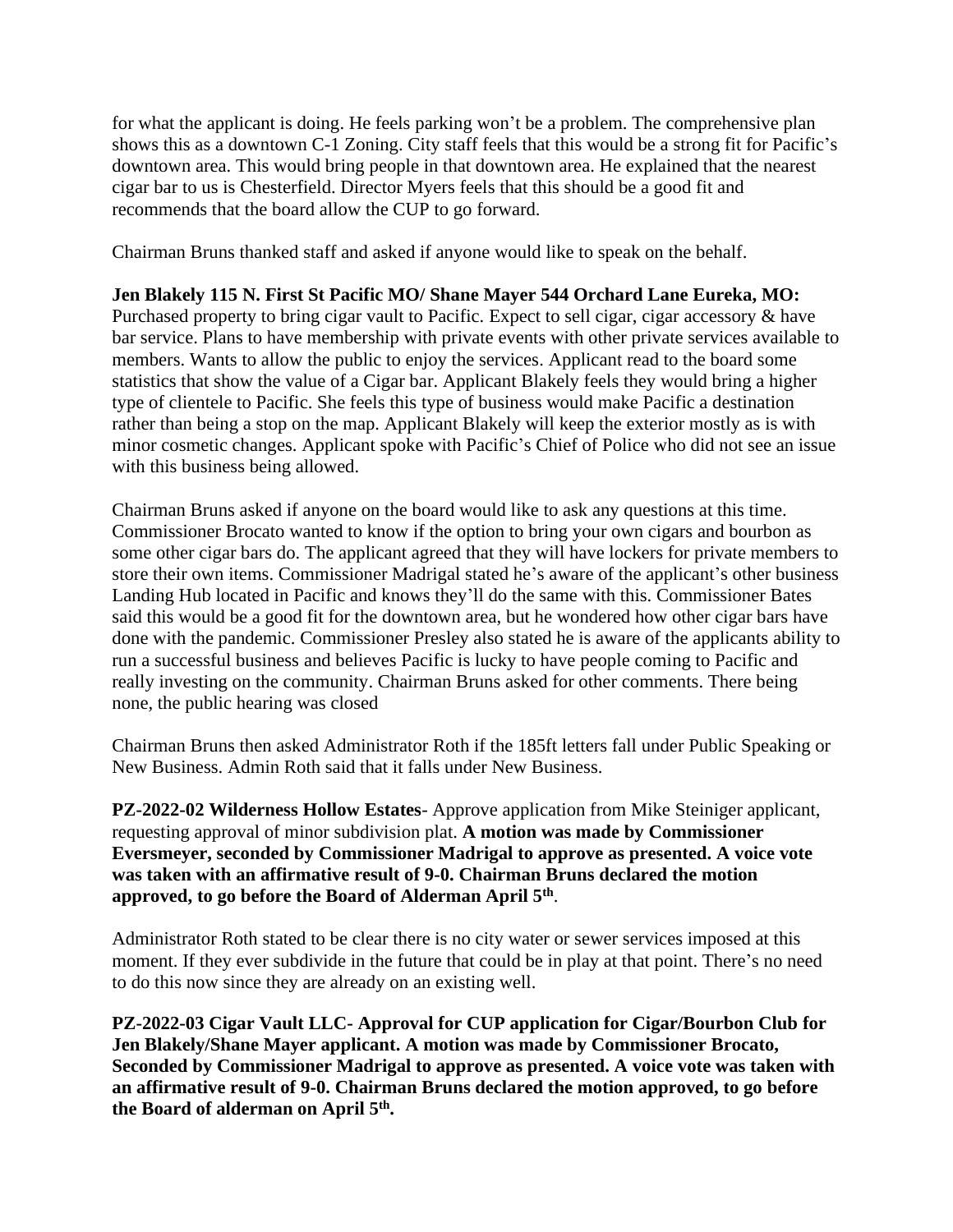for what the applicant is doing. He feels parking won't be a problem. The comprehensive plan shows this as a downtown C-1 Zoning. City staff feels that this would be a strong fit for Pacific's downtown area. This would bring people in that downtown area. He explained that the nearest cigar bar to us is Chesterfield. Director Myers feels that this should be a good fit and recommends that the board allow the CUP to go forward.

Chairman Bruns thanked staff and asked if anyone would like to speak on the behalf.

**Jen Blakely 115 N. First St Pacific MO/ Shane Mayer 544 Orchard Lane Eureka, MO:** Purchased property to bring cigar vault to Pacific. Expect to sell cigar, cigar accessory & have bar service. Plans to have membership with private events with other private services available to members. Wants to allow the public to enjoy the services. Applicant read to the board some statistics that show the value of a Cigar bar. Applicant Blakely feels they would bring a higher type of clientele to Pacific. She feels this type of business would make Pacific a destination rather than being a stop on the map. Applicant Blakely will keep the exterior mostly as is with minor cosmetic changes. Applicant spoke with Pacific's Chief of Police who did not see an issue with this business being allowed.

Chairman Bruns asked if anyone on the board would like to ask any questions at this time. Commissioner Brocato wanted to know if the option to bring your own cigars and bourbon as some other cigar bars do. The applicant agreed that they will have lockers for private members to store their own items. Commissioner Madrigal stated he's aware of the applicant's other business Landing Hub located in Pacific and knows they'll do the same with this. Commissioner Bates said this would be a good fit for the downtown area, but he wondered how other cigar bars have done with the pandemic. Commissioner Presley also stated he is aware of the applicants ability to run a successful business and believes Pacific is lucky to have people coming to Pacific and really investing on the community. Chairman Bruns asked for other comments. There being none, the public hearing was closed

Chairman Bruns then asked Administrator Roth if the 185ft letters fall under Public Speaking or New Business. Admin Roth said that it falls under New Business.

**PZ-2022-02 Wilderness Hollow Estates**- Approve application from Mike Steiniger applicant, requesting approval of minor subdivision plat. **A motion was made by Commissioner Eversmeyer, seconded by Commissioner Madrigal to approve as presented. A voice vote was taken with an affirmative result of 9-0. Chairman Bruns declared the motion approved, to go before the Board of Alderman April 5th**.

Administrator Roth stated to be clear there is no city water or sewer services imposed at this moment. If they ever subdivide in the future that could be in play at that point. There's no need to do this now since they are already on an existing well.

**PZ-2022-03 Cigar Vault LLC- Approval for CUP application for Cigar/Bourbon Club for Jen Blakely/Shane Mayer applicant. A motion was made by Commissioner Brocato, Seconded by Commissioner Madrigal to approve as presented. A voice vote was taken with an affirmative result of 9-0. Chairman Bruns declared the motion approved, to go before the Board of alderman on April 5th.**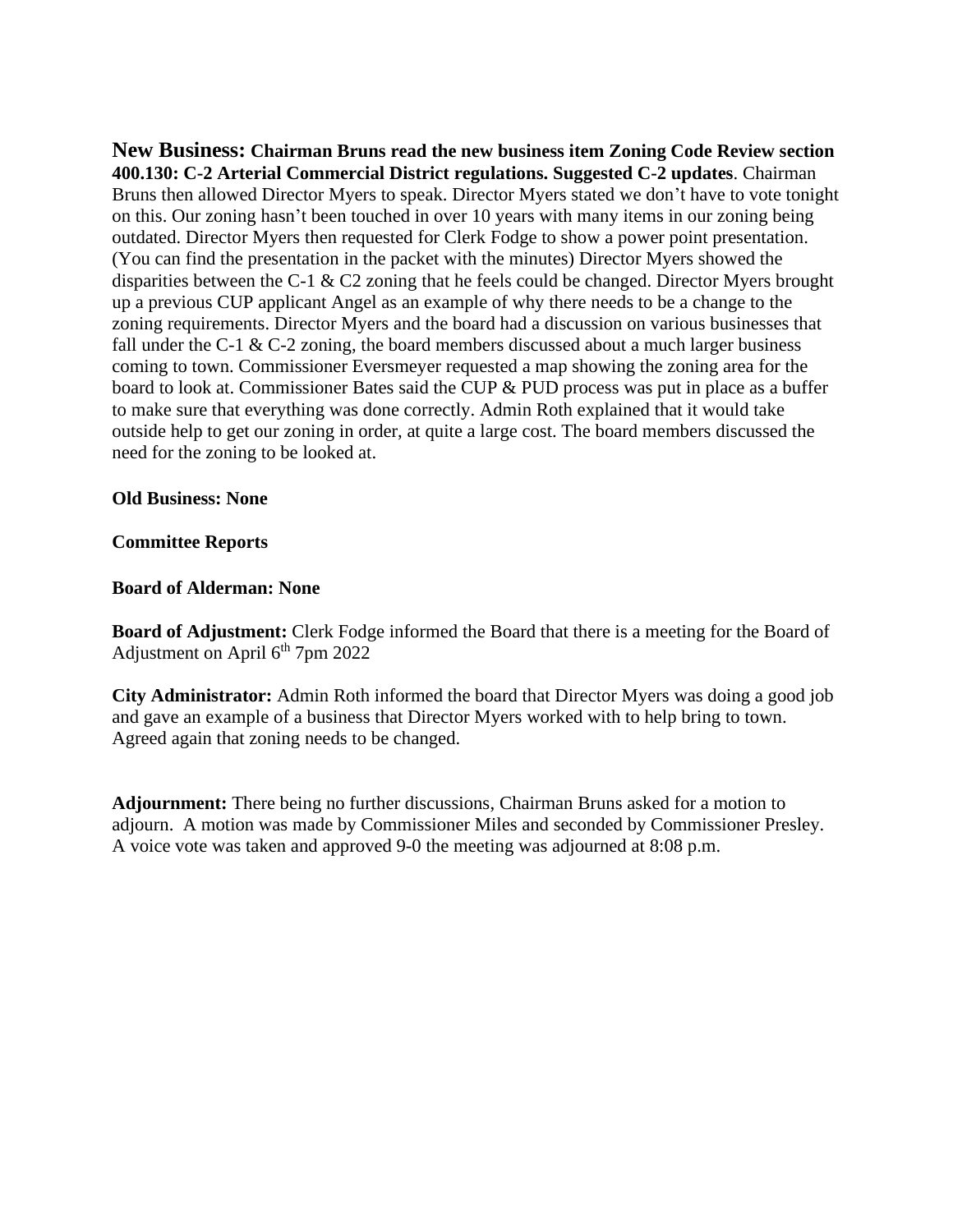**New Business: Chairman Bruns read the new business item Zoning Code Review section 400.130: C-2 Arterial Commercial District regulations. Suggested C-2 updates**. Chairman Bruns then allowed Director Myers to speak. Director Myers stated we don't have to vote tonight on this. Our zoning hasn't been touched in over 10 years with many items in our zoning being outdated. Director Myers then requested for Clerk Fodge to show a power point presentation. (You can find the presentation in the packet with the minutes) Director Myers showed the disparities between the C-1 & C2 zoning that he feels could be changed. Director Myers brought up a previous CUP applicant Angel as an example of why there needs to be a change to the zoning requirements. Director Myers and the board had a discussion on various businesses that fall under the C-1 & C-2 zoning, the board members discussed about a much larger business coming to town. Commissioner Eversmeyer requested a map showing the zoning area for the board to look at. Commissioner Bates said the CUP & PUD process was put in place as a buffer to make sure that everything was done correctly. Admin Roth explained that it would take outside help to get our zoning in order, at quite a large cost. The board members discussed the need for the zoning to be looked at.

**Old Business: None**

**Committee Reports**

**Board of Alderman: None**

**Board of Adjustment:** Clerk Fodge informed the Board that there is a meeting for the Board of Adjustment on April 6th 7pm 2022

**City Administrator:** Admin Roth informed the board that Director Myers was doing a good job and gave an example of a business that Director Myers worked with to help bring to town. Agreed again that zoning needs to be changed.

**Adjournment:** There being no further discussions, Chairman Bruns asked for a motion to adjourn. A motion was made by Commissioner Miles and seconded by Commissioner Presley. A voice vote was taken and approved 9-0 the meeting was adjourned at 8:08 p.m.